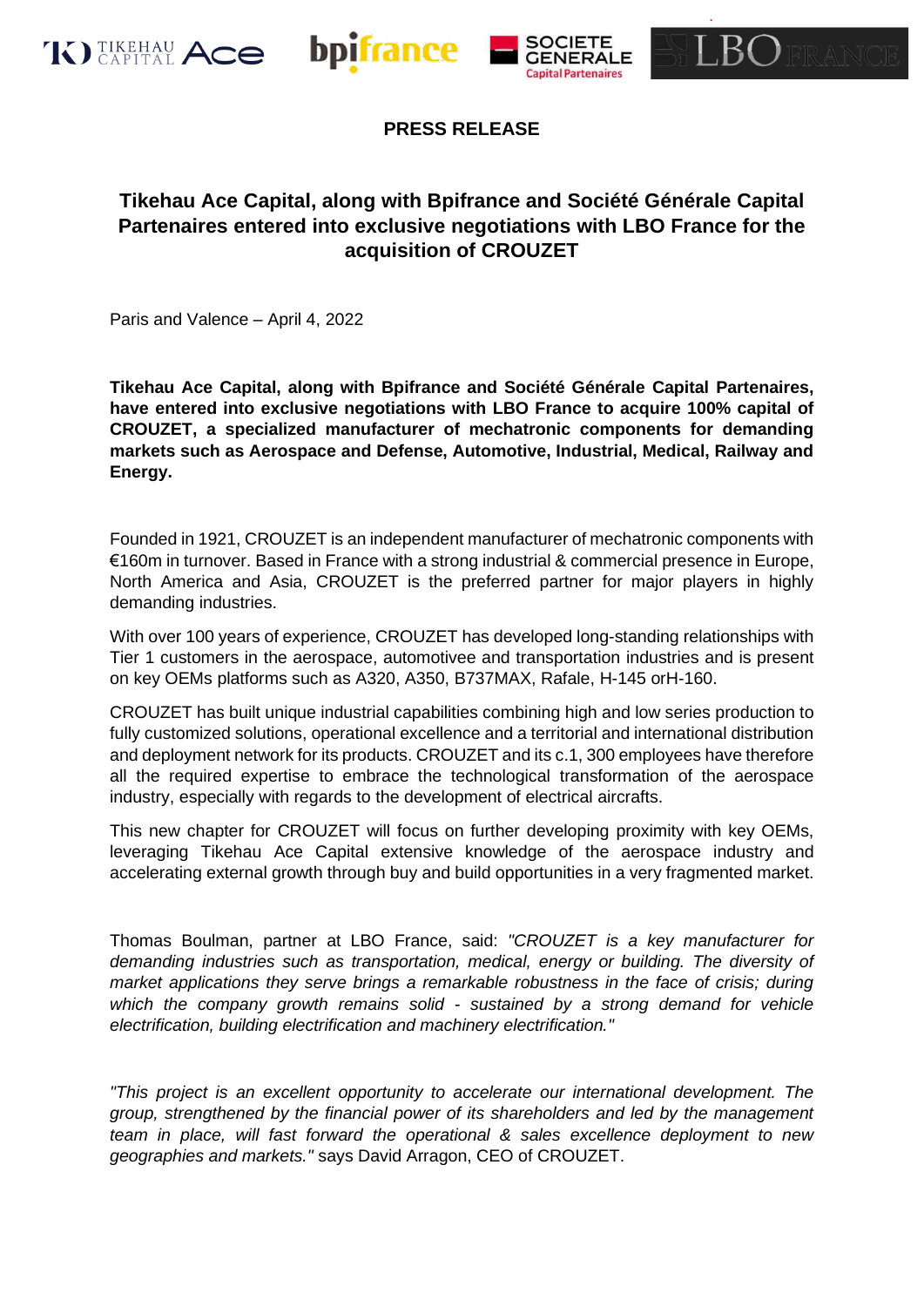**PRESS RELEASE**

# Tikehau Ace Capital, along with Bpifrance and Société Générale Capital Partenaires entered into exclusive negotiations with LBO France for the acquisition of CROUZET

Paris and Valence – April 4, 2022

**Tikehau Ace Capital, along with Bpifrance and Société Générale Capital Partenaires, have entered into exclusive negotiations with LBO France to acquire 100% capital of CROUZET, a specialized manufacturer of mechatronic components for demanding markets such as Aerospace and Defense, Automotive, Industrial, Medical, Railway and Energy.**

Founded in 1921, CROUZET is an independent manufacturer of mechatronic components with €160m in turnover. Based in France with a strong industrial & commercial presence in Europe, North America and Asia, CROUZET is the preferred partner for major players in highly demanding industries.

With over 100 years of experience, CROUZET has developed long-standing relationships with Tier 1 customers in the aerospace, automotivee and transportation industries and is present on key OEMs platforms such as A320, A350, B737MAX, Rafale, H-145 orH-160.

CROUZET has built unique industrial capabilities combining high and low series production to fully customized solutions, operational excellence and a territorial and international distribution and deployment network for its products. CROUZET and its c.1, 300 employees have therefore all the required expertise to embrace the technological transformation of the aerospace industry, especially with regards to the development of electrical aircrafts.

This new chapter for CROUZET will focus on further developing proximity with key OEMs, leveraging Tikehau Ace Capital extensive knowledge of the aerospace industry and accelerating external growth through buy and build opportunities in a very fragmented market.

Thomas Boulman, partner at LBO France, said: *"CROUZET is a key manufacturer for demanding industries such as transportation, medical, energy or building. The diversity of market applications they serve brings a remarkable robustness in the face of crisis; during which the company growth remains solid - sustained by a strong demand for vehicle electrification, building electrification and machinery electrification."*

*"This project is an excellent opportunity to accelerate our international development. The group, strengthened by the financial power of its shareholders and led by the management team in place, will fast forward the operational & sales excellence deployment to new geographies and markets."* says David Arragon, CEO of CROUZET.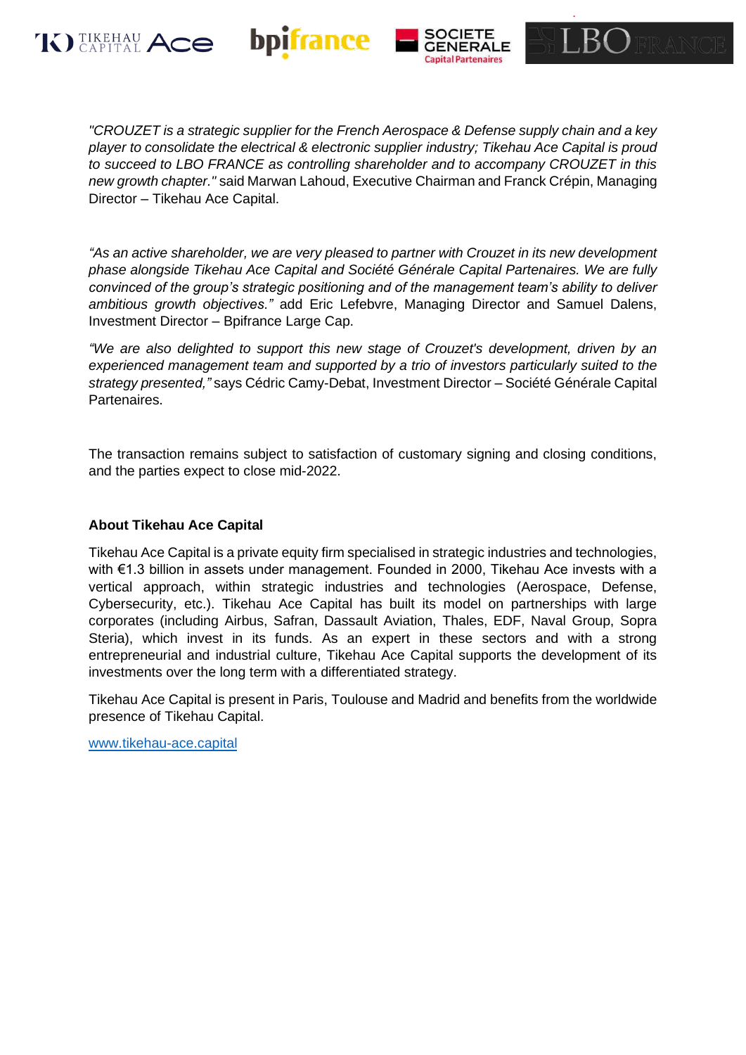*"CROUZET is a strategic supplier for the French Aerospace & Defense supply chain and a key player to consolidate the electrical & electronic supplier industry; Tikehau Ace Capital is proud to succeed to LBO FRANCE as controlling shareholder and to accompany CROUZET in this new growth chapter."* said Marwan Lahoud, Executive Chairman and Franck Crépin, Managing Director – Tikehau Ace Capital.

*"As an active shareholder, we are very pleased to partner with Crouzet in its new development phase alongside Tikehau Ace Capital and Société Générale Capital Partenaires. We are fully convinced of the group's strategic positioning and of the management team's ability to deliver ambitious growth objectives."* add Eric Lefebvre, Managing Director and Samuel Dalens, Investment Director – Bpifrance Large Cap.

*"We are also delighted to support this new stage of Crouzet's development, driven by an experienced management team and supported by a trio of investors particularly suited to the strategy presented,"* says Cédric Camy-Debat, Investment Director – Société Générale Capital Partenaires.

The transaction remains subject to satisfaction of customary signing and closing conditions, and the parties expect to close mid-2022.

**About Tikehau Ace Capital**

Tikehau Ace Capital is a private equity firm specialised in strategic industries and technologies, with €1.3 billion in assets under management. Founded in 2000, Tikehau Ace invests with a vertical approach, within strategic industries and technologies (Aerospace, Defense, Cybersecurity, etc.). Tikehau Ace Capital has built its model on partnerships with large corporates (including Airbus, Safran, Dassault Aviation, Thales, EDF, Naval Group, Sopra Steria), which invest in its funds. As an expert in these sectors and with a strong entrepreneurial and industrial culture, Tikehau Ace Capital supports the development of its investments over the long term with a differentiated strategy.

Tikehau Ace Capital is present in Paris, Toulouse and Madrid and benefits from the worldwide presence of Tikehau Capital.

www.tikehau-ace.capital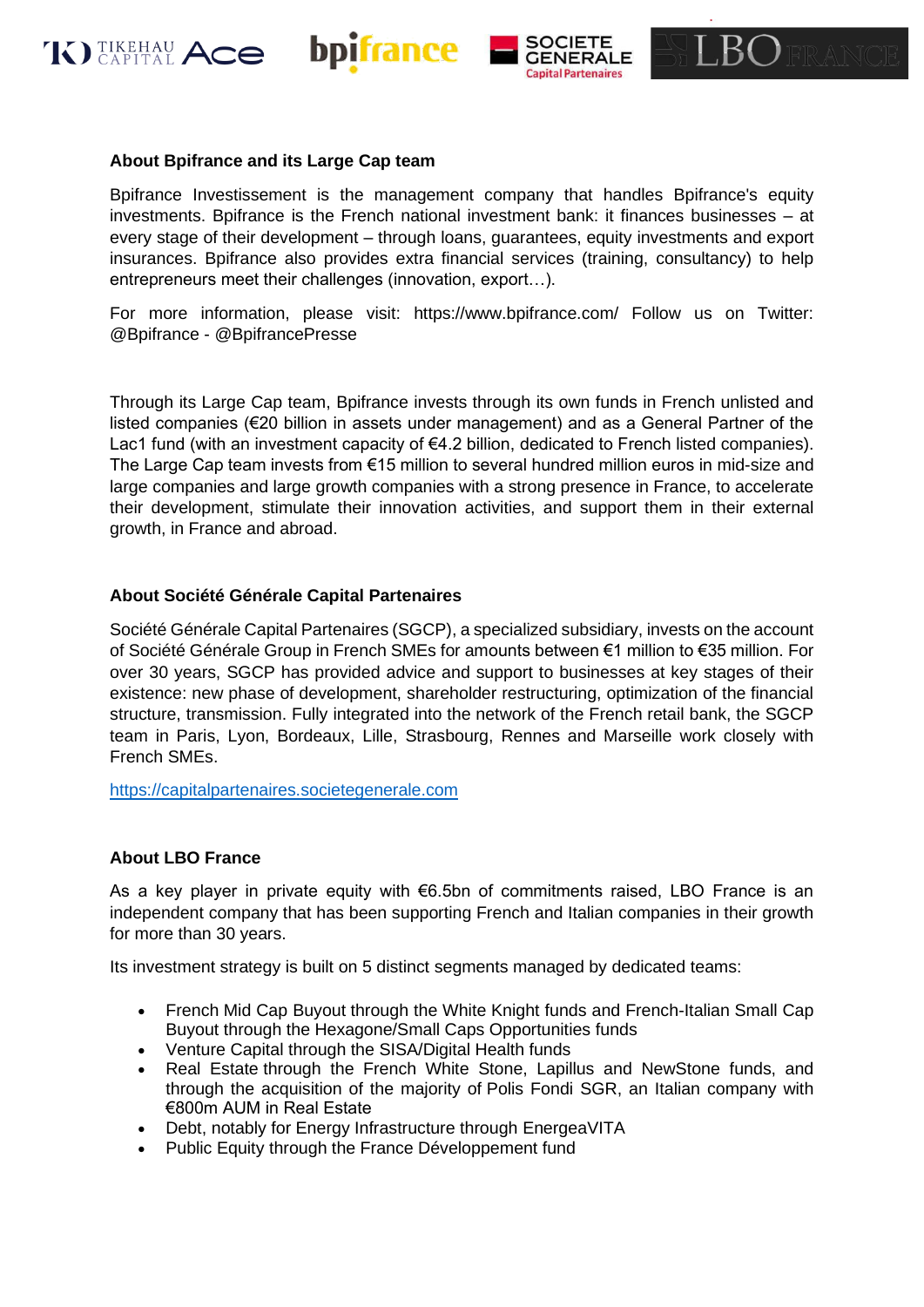### About Bpifrance and its Large Cap team

Bpifrance Investissement is the management company that handles Bpifrance's equity investments. Bpifrance is the French national investment bank: it finances businesses – at every stage of their development – through loans, guarantees, equity investments and export insurances. Bpifrance also provides extra financial services (training, consultancy) to help entrepreneurs meet their challenges (innovation, export…).

For more information, please visit: https://www.bpifrance.com/ Follow us on Twitter: @Bpifrance - @BpifrancePresse

Through its Large Cap team, Bpifrance invests through its own funds in French unlisted and listed companies (€20 billion in assets under management) and as a General Partner of the Lac1 fund (with an investment capacity of €4.2 billion, dedicated to French listed companies). The Large Cap team invests from €15 million to several hundred million euros in mid-size and large companies and large growth companies with a strong presence in France, to accelerate their development, stimulate their innovation activities, and support them in their external growth, in France and abroad.

### About Société Générale Capital Partenaires

Société Générale Capital Partenaires (SGCP), a specialized subsidiary, invests on the account of Société Générale Group in French SMEs for amounts between €1 million to €35 million. For over 30 years, SGCP has provided advice and support to businesses at key stages of their existence: new phase of development, shareholder restructuring, optimization of the financial structure, transmission. Fully integrated into the network of the French retail bank, the SGCP team in Paris, Lyon, Bordeaux, Lille, Strasbourg, Rennes and Marseille work closely with French SMEs.

https://capitalpartenaires.societegenerale.com

### About LBO France

As a key player in private equity with €6.5bn of commitments raised, LBO France is an independent company that has been supporting French and Italian companies in their growth for more than 30 years.

Its investment strategy is built on 5 distinct segments managed by dedicated teams:

- French Mid Cap Buyout through the White Knight funds and French-Italian Small Cap Buyout through the Hexagone/Small Caps Opportunities funds
- Venture Capital through the SISA/Digital Health funds
- Real Estate through the French White Stone, Lapillus and NewStone funds, and through the acquisition of the majority of Polis Fondi SGR, an Italian company with €800m AUM in Real Estate
- Debt, notably for Energy Infrastructure through EnergeaVITA
- Public Equity through the France Développement fund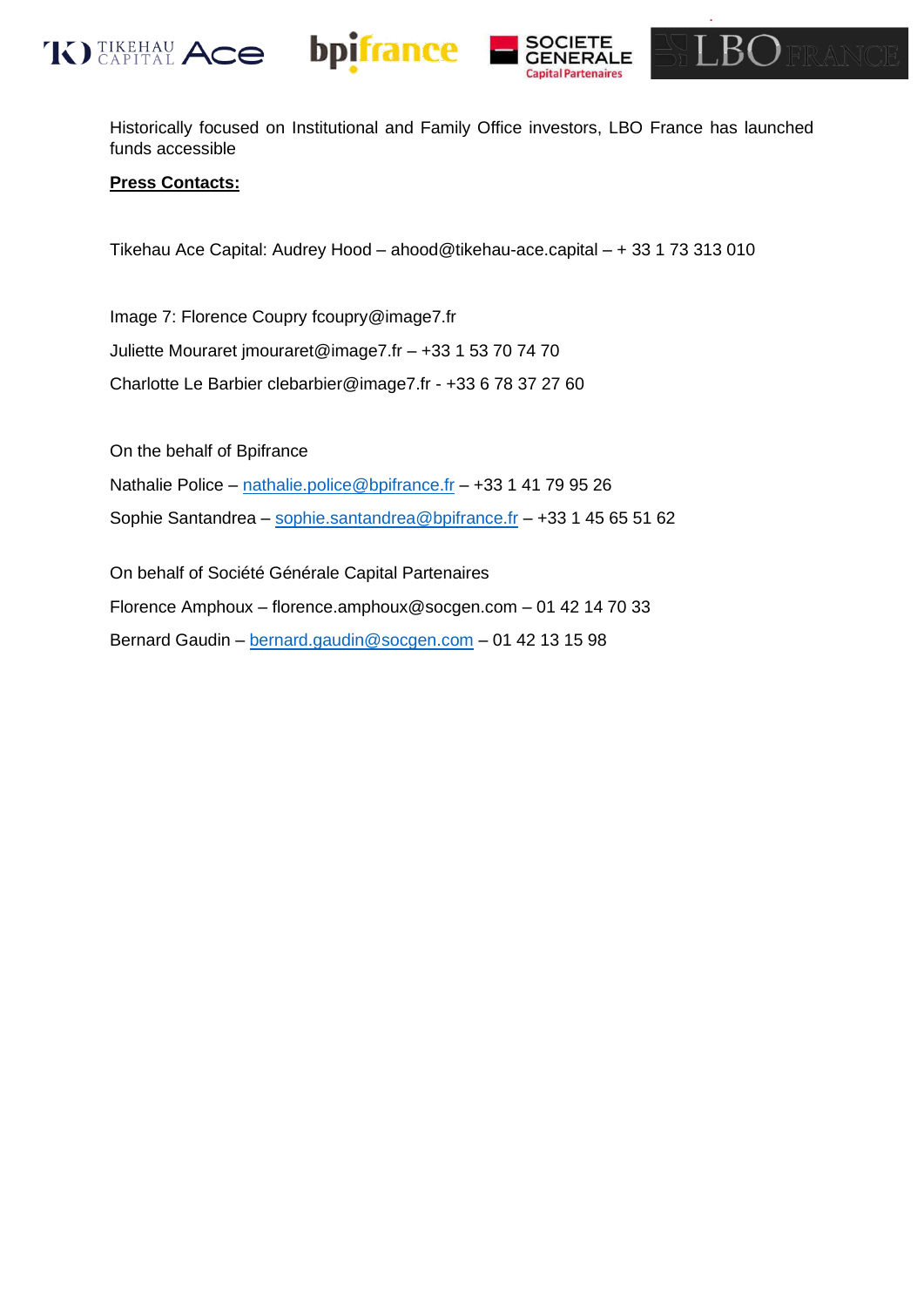Historically focused on Institutional and Family Office investors, LBO France has launched funds accessible

**Press Contacts:**

Tikehau Ace Capital: Audrey Hood – ahood@tikehau-ace.capital – + 33 1 73 313 010

Image 7: Florence Coupry fcoupry@image7.fr

Juliette Mouraret jmouraret@image7.fr – +33 1 53 70 74 70

Charlotte Le Barbier clebarbier@image7.fr - +33 6 78 37 27 60

On the behalf of Bpifrance

Nathalie Police – nathalie.police@bpifrance.fr – +33 1 41 79 95 26

Sophie Santandrea – sophie.santandrea@bpifrance.fr – +33 1 45 65 51 62

On behalf of Société Générale Capital Partenaires

Florence Amphoux – florence.amphoux@socgen.com – 01 42 14 70 33

Bernard Gaudin – bernard.gaudin@socgen.com – 01 42 13 15 98